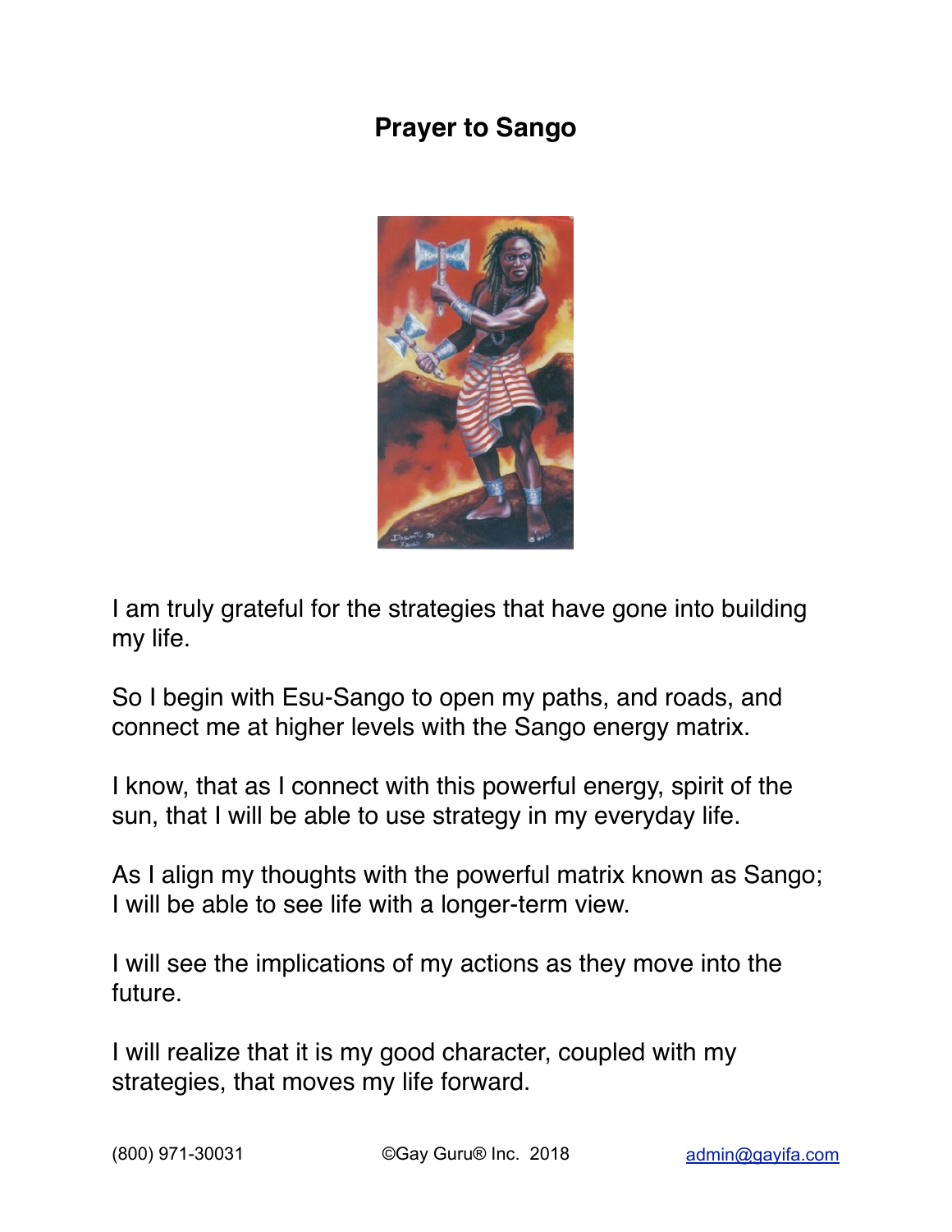# Prayer to Sango

I am truly grateful for the strategies that have gone into building my life.

So I begin with Esu-Sango to open my paths, and roads, and connect me at higher levels with the Sango energy matrix.

I know, that as I connect with this powerful energy, spirit of the sun, that I will be able to use strategy in my everyday life.

As I align my thoughts with the powerful matrix known as Sango; I will be able to see life with a longer-term view.

I will see the implications of my actions as they move into the future.

I will realize that it is my good character, coupled with my strategies, that moves my life forward.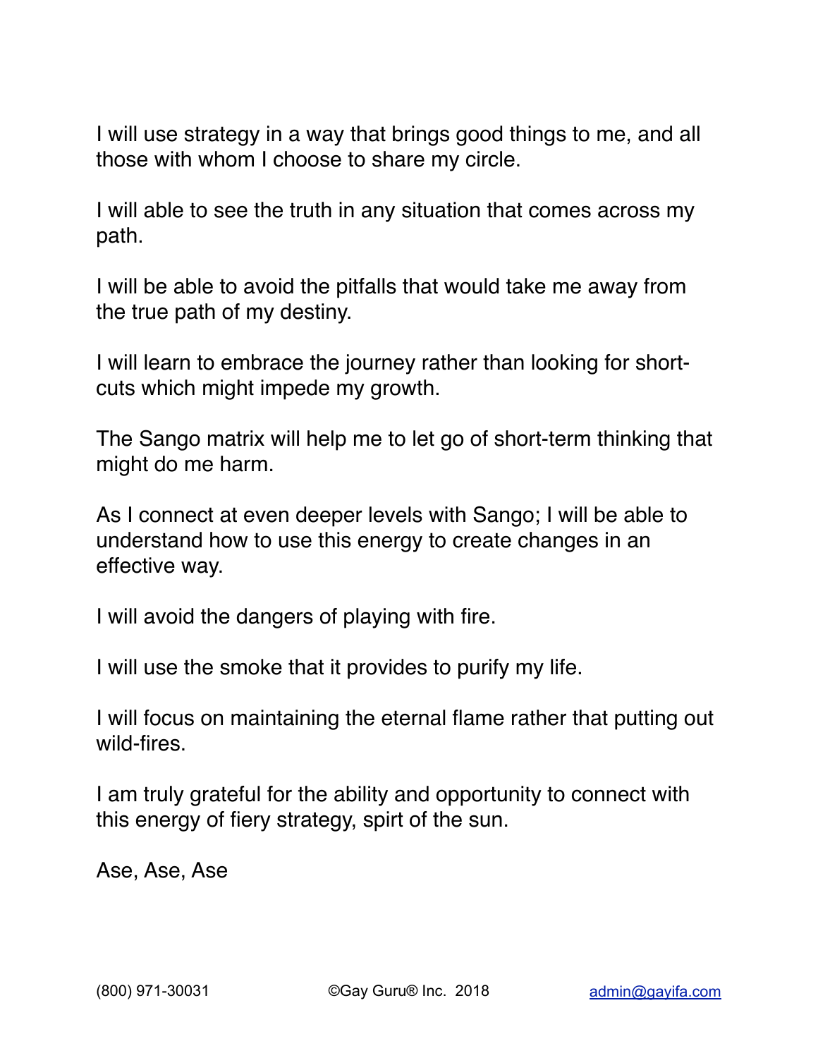I will use strategy in a way that brings good things to me, and all those with whom I choose to share my circle.

I will able to see the truth in any situation that comes across my path.

I will be able to avoid the pitfalls that would take me away from the true path of my destiny.

I will learn to embrace the journey rather than looking for short-cuts which might impede my growth.

The Sango matrix will help me to let go of short-term thinking that might do me harm.

As I connect at even deeper levels with Sango; I will be able to understand how to use this energy to create changes in an effective way.

I will avoid the dangers of playing with fire.

I will use the smoke that it provides to purify my life.

I will focus on maintaining the eternal flame rather that putting out wild-fires.

I am truly grateful for the ability and opportunity to connect with this energy of fiery strategy, spirt of the sun.

Ase, Ase, Ase

(800) 971-30031 ©Gay Guru® Inc. 2018 admin@gayifa.com